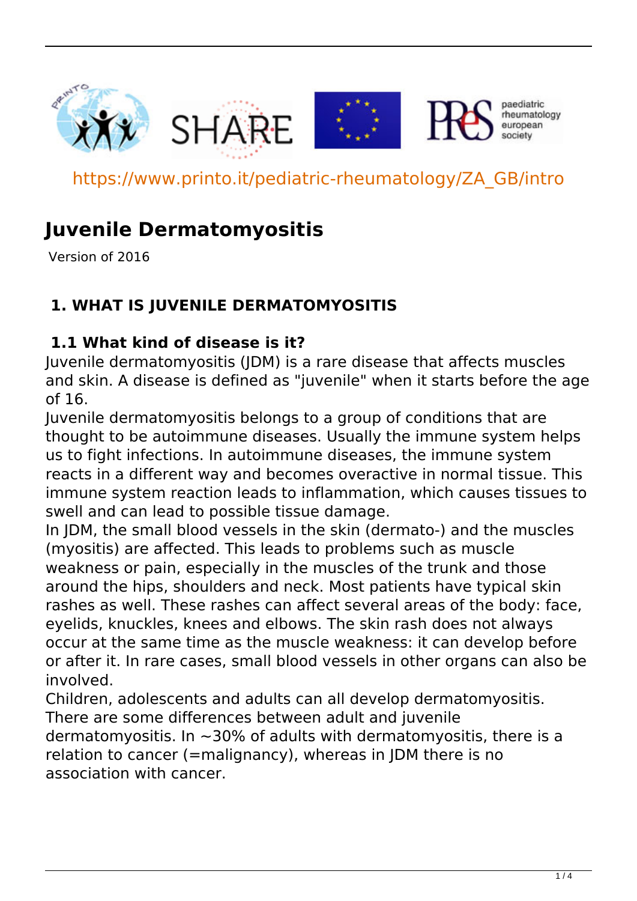https://www.printo.it/pediatric-rheumatology/ZA_GB/intro

# Juvenile Dermatomyositis

Version of 2016

## 1. WHAT IS JUVENILE DERMATOMYOSITIS

### 1.1 What kind of disease is it?

Juvenile dermatomyositis (JDM) is a rare disease that affects muscles and skin. A disease is defined as "juvenile" when it starts before the age of 16.

Juvenile dermatomyositis belongs to a group of conditions that are thought to be autoimmune diseases. Usually the immune system helps us to fight infections. In autoimmune diseases, the immune system reacts in a different way and becomes overactive in normal tissue. This immune system reaction leads to inflammation, which causes tissues to swell and can lead to possible tissue damage.

In JDM, the small blood vessels in the skin (dermato-) and the muscles (myositis) are affected. This leads to problems such as muscle weakness or pain, especially in the muscles of the trunk and those around the hips, shoulders and neck. Most patients have typical skin rashes as well. These rashes can affect several areas of the body: face, eyelids, knuckles, knees and elbows. The skin rash does not always occur at the same time as the muscle weakness: it can develop before or after it. In rare cases, small blood vessels in other organs can also be involved.

Children, adolescents and adults can all develop dermatomyositis. There are some differences between adult and juvenile dermatomyositis. In ~30% of adults with dermatomyositis, there is a relation to cancer (=malignancy), whereas in JDM there is no association with cancer.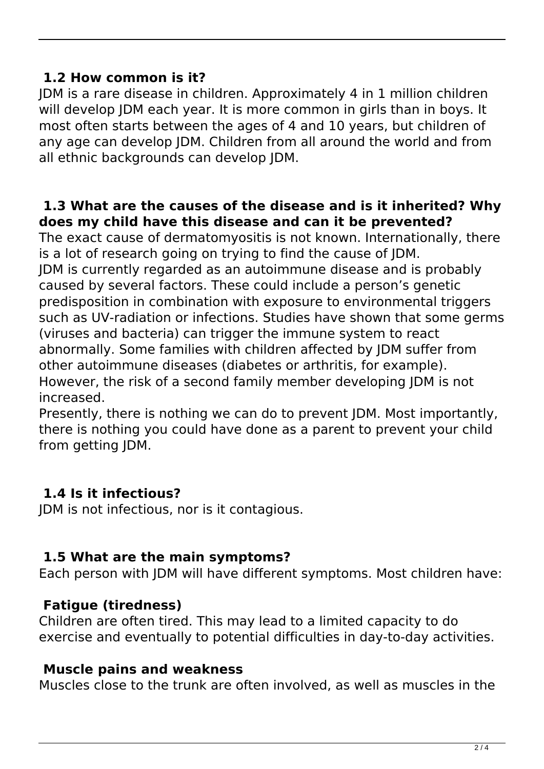## 1.2 How common is it?

JDM is a rare disease in children. Approximately 4 in 1 million children will develop JDM each year. It is more common in girls than in boys. It most often starts between the ages of 4 and 10 years, but children of any age can develop JDM. Children from all around the world and from all ethnic backgrounds can develop JDM.

## 1.3 What are the causes of the disease and is it inherited? Why does my child have this disease and can it be prevented?

The exact cause of dermatomyositis is not known. Internationally, there is a lot of research going on trying to find the cause of JDM.
JDM is currently regarded as an autoimmune disease and is probably caused by several factors. These could include a person's genetic predisposition in combination with exposure to environmental triggers such as UV-radiation or infections. Studies have shown that some germs (viruses and bacteria) can trigger the immune system to react abnormally. Some families with children affected by JDM suffer from other autoimmune diseases (diabetes or arthritis, for example). However, the risk of a second family member developing JDM is not increased.
Presently, there is nothing we can do to prevent JDM. Most importantly, there is nothing you could have done as a parent to prevent your child from getting JDM.

## 1.4 Is it infectious?

JDM is not infectious, nor is it contagious.

## 1.5 What are the main symptoms?

Each person with JDM will have different symptoms. Most children have:

### Fatigue (tiredness)

Children are often tired. This may lead to a limited capacity to do exercise and eventually to potential difficulties in day-to-day activities.

### Muscle pains and weakness

Muscles close to the trunk are often involved, as well as muscles in the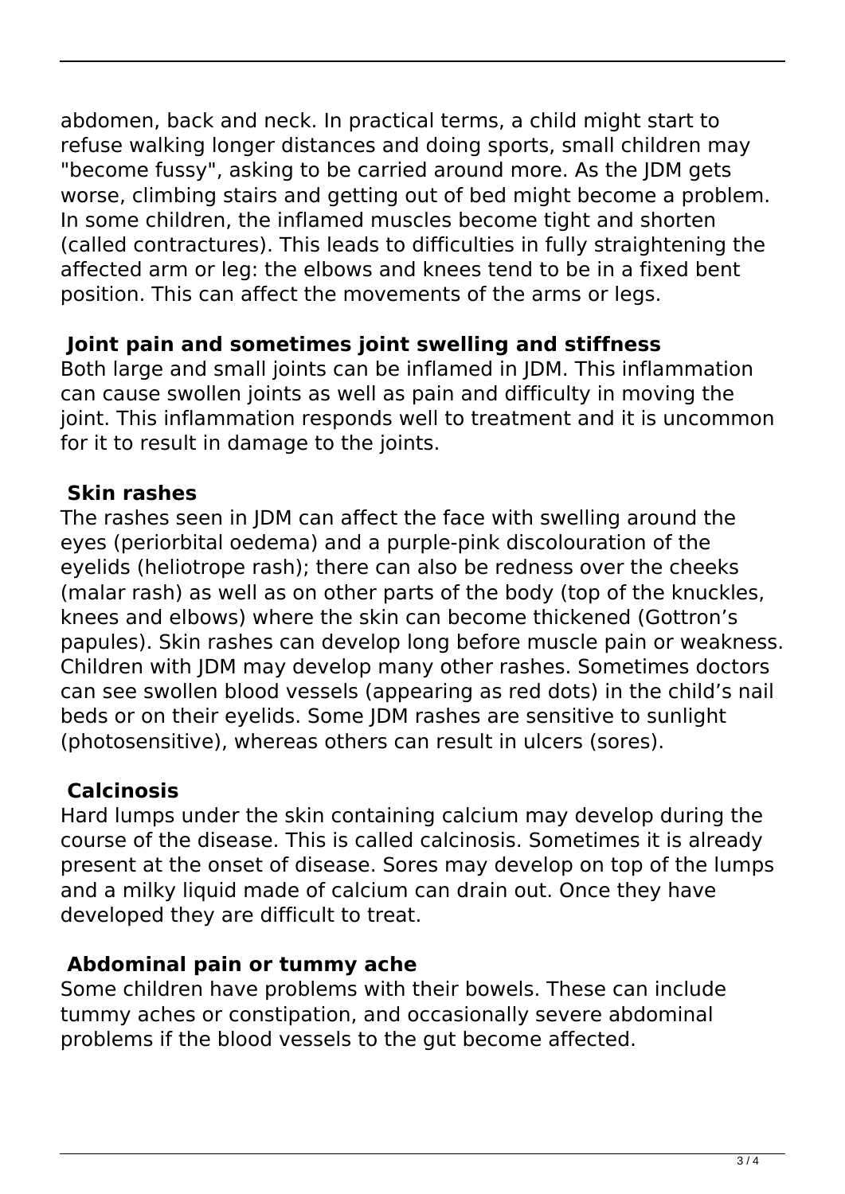abdomen, back and neck. In practical terms, a child might start to refuse walking longer distances and doing sports, small children may "become fussy", asking to be carried around more. As the JDM gets worse, climbing stairs and getting out of bed might become a problem. In some children, the inflamed muscles become tight and shorten (called contractures). This leads to difficulties in fully straightening the affected arm or leg: the elbows and knees tend to be in a fixed bent position. This can affect the movements of the arms or legs.

**Joint pain and sometimes joint swelling and stiffness**

Both large and small joints can be inflamed in JDM. This inflammation can cause swollen joints as well as pain and difficulty in moving the joint. This inflammation responds well to treatment and it is uncommon for it to result in damage to the joints.

**Skin rashes**

The rashes seen in JDM can affect the face with swelling around the eyes (periorbital oedema) and a purple-pink discolouration of the eyelids (heliotrope rash); there can also be redness over the cheeks (malar rash) as well as on other parts of the body (top of the knuckles, knees and elbows) where the skin can become thickened (Gottron's papules). Skin rashes can develop long before muscle pain or weakness. Children with JDM may develop many other rashes. Sometimes doctors can see swollen blood vessels (appearing as red dots) in the child's nail beds or on their eyelids. Some JDM rashes are sensitive to sunlight (photosensitive), whereas others can result in ulcers (sores).

**Calcinosis**

Hard lumps under the skin containing calcium may develop during the course of the disease. This is called calcinosis. Sometimes it is already present at the onset of disease. Sores may develop on top of the lumps and a milky liquid made of calcium can drain out. Once they have developed they are difficult to treat.

**Abdominal pain or tummy ache**

Some children have problems with their bowels. These can include tummy aches or constipation, and occasionally severe abdominal problems if the blood vessels to the gut become affected.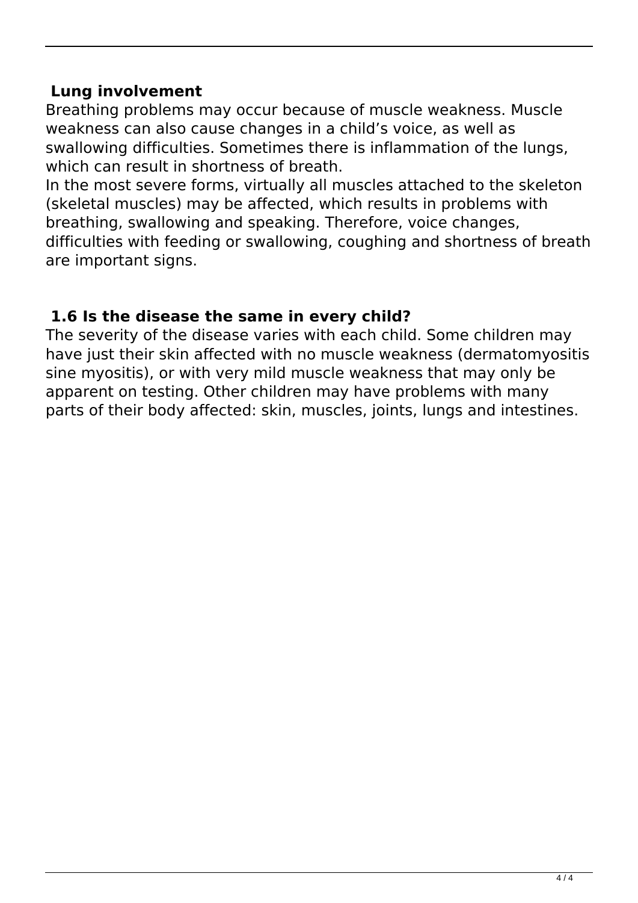### Lung involvement

Breathing problems may occur because of muscle weakness. Muscle weakness can also cause changes in a child's voice, as well as swallowing difficulties. Sometimes there is inflammation of the lungs, which can result in shortness of breath.
In the most severe forms, virtually all muscles attached to the skeleton (skeletal muscles) may be affected, which results in problems with breathing, swallowing and speaking. Therefore, voice changes, difficulties with feeding or swallowing, coughing and shortness of breath are important signs.

### 1.6 Is the disease the same in every child?

The severity of the disease varies with each child. Some children may have just their skin affected with no muscle weakness (dermatomyositis sine myositis), or with very mild muscle weakness that may only be apparent on testing. Other children may have problems with many parts of their body affected: skin, muscles, joints, lungs and intestines.